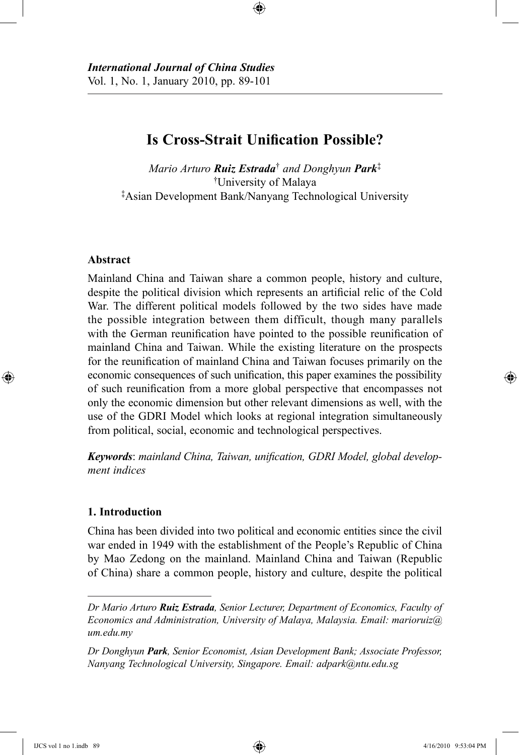*International Journal of China Studies*
Vol. 1, No. 1, January 2010, pp. 89-101

# Is Cross-Strait Unification Possible?

*Mario Arturo* ***Ruiz Estrada***[†] *and Donghyun* ***Park***[‡]
[†]University of Malaya
[‡]Asian Development Bank/Nanyang Technological University

### Abstract

Mainland China and Taiwan share a common people, history and culture, despite the political division which represents an artificial relic of the Cold War. The different political models followed by the two sides have made the possible integration between them difficult, though many parallels with the German reunification have pointed to the possible reunification of mainland China and Taiwan. While the existing literature on the prospects for the reunification of mainland China and Taiwan focuses primarily on the economic consequences of such unification, this paper examines the possibility of such reunification from a more global perspective that encompasses not only the economic dimension but other relevant dimensions as well, with the use of the GDRI Model which looks at regional integration simultaneously from political, social, economic and technological perspectives.

***Keywords***: *mainland China, Taiwan, unification, GDRI Model, global development indices*

## 1. Introduction

China has been divided into two political and economic entities since the civil war ended in 1949 with the establishment of the People's Republic of China by Mao Zedong on the mainland. Mainland China and Taiwan (Republic of China) share a common people, history and culture, despite the political

---

*Dr Mario Arturo* ***Ruiz Estrada****, Senior Lecturer, Department of Economics, Faculty of Economics and Administration, University of Malaya, Malaysia. Email: marioruiz@um.edu.my*

*Dr Donghyun* ***Park****, Senior Economist, Asian Development Bank; Associate Professor, Nanyang Technological University, Singapore. Email: adpark@ntu.edu.sg*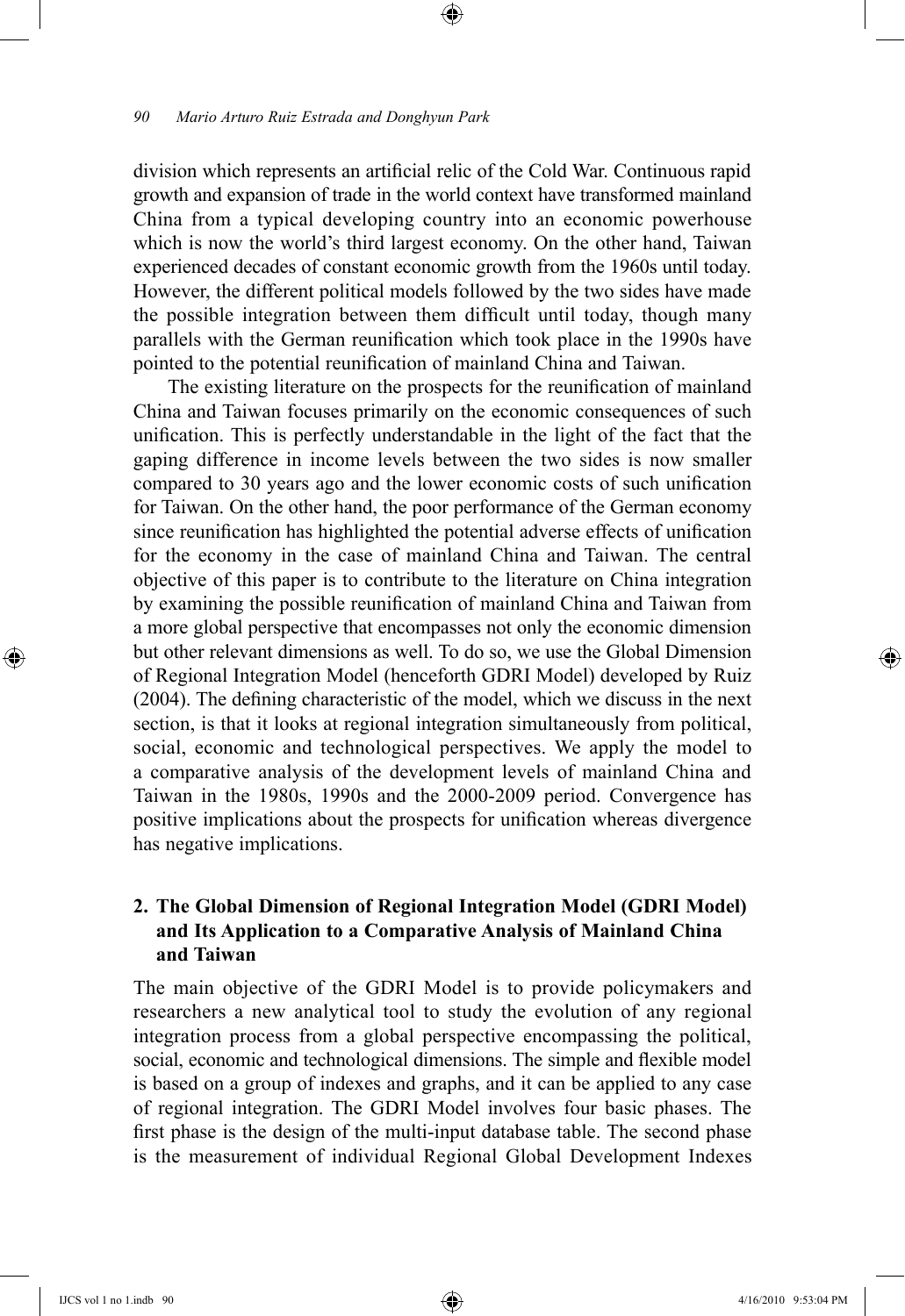division which represents an artificial relic of the Cold War. Continuous rapid growth and expansion of trade in the world context have transformed mainland China from a typical developing country into an economic powerhouse which is now the world's third largest economy. On the other hand, Taiwan experienced decades of constant economic growth from the 1960s until today. However, the different political models followed by the two sides have made the possible integration between them difficult until today, though many parallels with the German reunification which took place in the 1990s have pointed to the potential reunification of mainland China and Taiwan.

The existing literature on the prospects for the reunification of mainland China and Taiwan focuses primarily on the economic consequences of such unification. This is perfectly understandable in the light of the fact that the gaping difference in income levels between the two sides is now smaller compared to 30 years ago and the lower economic costs of such unification for Taiwan. On the other hand, the poor performance of the German economy since reunification has highlighted the potential adverse effects of unification for the economy in the case of mainland China and Taiwan. The central objective of this paper is to contribute to the literature on China integration by examining the possible reunification of mainland China and Taiwan from a more global perspective that encompasses not only the economic dimension but other relevant dimensions as well. To do so, we use the Global Dimension of Regional Integration Model (henceforth GDRI Model) developed by Ruiz (2004). The defining characteristic of the model, which we discuss in the next section, is that it looks at regional integration simultaneously from political, social, economic and technological perspectives. We apply the model to a comparative analysis of the development levels of mainland China and Taiwan in the 1980s, 1990s and the 2000-2009 period. Convergence has positive implications about the prospects for unification whereas divergence has negative implications.

## 2. The Global Dimension of Regional Integration Model (GDRI Model) and Its Application to a Comparative Analysis of Mainland China and Taiwan

The main objective of the GDRI Model is to provide policymakers and researchers a new analytical tool to study the evolution of any regional integration process from a global perspective encompassing the political, social, economic and technological dimensions. The simple and flexible model is based on a group of indexes and graphs, and it can be applied to any case of regional integration. The GDRI Model involves four basic phases. The first phase is the design of the multi-input database table. The second phase is the measurement of individual Regional Global Development Indexes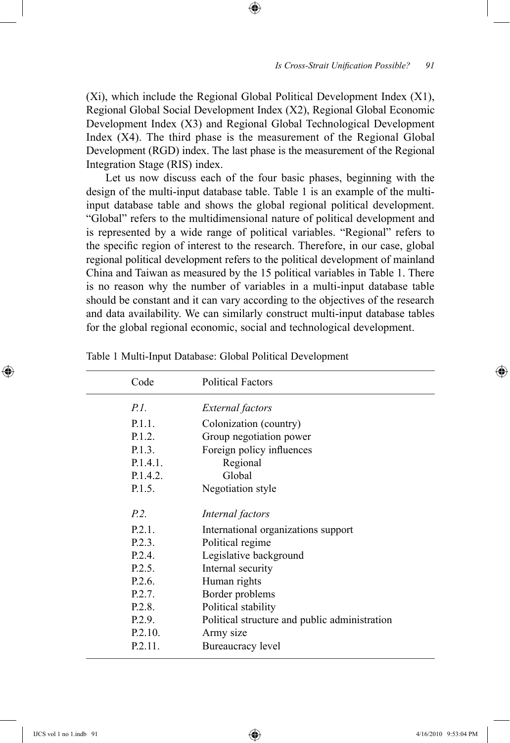(Xi), which include the Regional Global Political Development Index (X1), Regional Global Social Development Index (X2), Regional Global Economic Development Index (X3) and Regional Global Technological Development Index (X4). The third phase is the measurement of the Regional Global Development (RGD) index. The last phase is the measurement of the Regional Integration Stage (RIS) index.

Let us now discuss each of the four basic phases, beginning with the design of the multi-input database table. Table 1 is an example of the multi-input database table and shows the global regional political development. "Global" refers to the multidimensional nature of political development and is represented by a wide range of political variables. "Regional" refers to the specific region of interest to the research. Therefore, in our case, global regional political development refers to the political development of mainland China and Taiwan as measured by the 15 political variables in Table 1. There is no reason why the number of variables in a multi-input database table should be constant and it can vary according to the objectives of the research and data availability. We can similarly construct multi-input database tables for the global regional economic, social and technological development.

Table 1 Multi-Input Database: Global Political Development

| Code | Political Factors |
|---|---|
| *P.1.* | *External factors* |
| P.1.1. | Colonization (country) |
| P.1.2. | Group negotiation power |
| P.1.3. | Foreign policy influences |
| P.1.4.1. | Regional |
| P.1.4.2. | Global |
| P.1.5. | Negotiation style |
| *P.2.* | *Internal factors* |
| P.2.1. | International organizations support |
| P.2.3. | Political regime |
| P.2.4. | Legislative background |
| P.2.5. | Internal security |
| P.2.6. | Human rights |
| P.2.7. | Border problems |
| P.2.8. | Political stability |
| P.2.9. | Political structure and public administration |
| P.2.10. | Army size |
| P.2.11. | Bureaucracy level |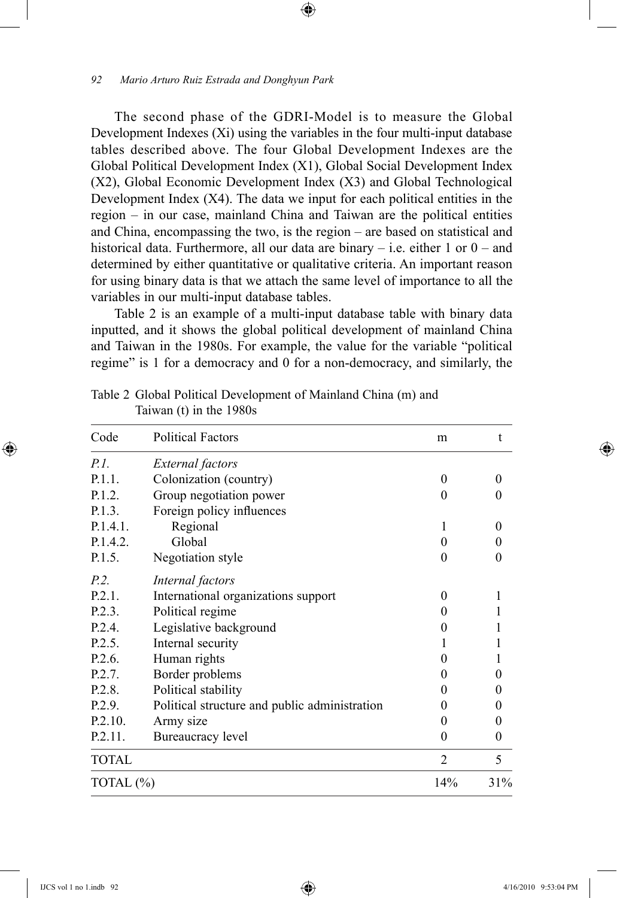The second phase of the GDRI-Model is to measure the Global Development Indexes (Xi) using the variables in the four multi-input database tables described above. The four Global Development Indexes are the Global Political Development Index (X1), Global Social Development Index (X2), Global Economic Development Index (X3) and Global Technological Development Index (X4). The data we input for each political entities in the region – in our case, mainland China and Taiwan are the political entities and China, encompassing the two, is the region – are based on statistical and historical data. Furthermore, all our data are binary – i.e. either 1 or 0 – and determined by either quantitative or qualitative criteria. An important reason for using binary data is that we attach the same level of importance to all the variables in our multi-input database tables.

Table 2 is an example of a multi-input database table with binary data inputted, and it shows the global political development of mainland China and Taiwan in the 1980s. For example, the value for the variable "political regime" is 1 for a democracy and 0 for a non-democracy, and similarly, the

Table 2 Global Political Development of Mainland China (m) and Taiwan (t) in the 1980s

| Code | Political Factors | m | t |
|---|---|---|---|
| *P.1.* | *External factors* | | |
| P.1.1. | Colonization (country) | 0 | 0 |
| P.1.2. | Group negotiation power | 0 | 0 |
| P.1.3. | Foreign policy influences | | |
| P.1.4.1. | Regional | 1 | 0 |
| P.1.4.2. | Global | 0 | 0 |
| P.1.5. | Negotiation style | 0 | 0 |
| *P.2.* | *Internal factors* | | |
| P.2.1. | International organizations support | 0 | 1 |
| P.2.3. | Political regime | 0 | 1 |
| P.2.4. | Legislative background | 0 | 1 |
| P.2.5. | Internal security | 1 | 1 |
| P.2.6. | Human rights | 0 | 1 |
| P.2.7. | Border problems | 0 | 0 |
| P.2.8. | Political stability | 0 | 0 |
| P.2.9. | Political structure and public administration | 0 | 0 |
| P.2.10. | Army size | 0 | 0 |
| P.2.11. | Bureaucracy level | 0 | 0 |
| TOTAL | | 2 | 5 |
| TOTAL (%) | | 14% | 31% |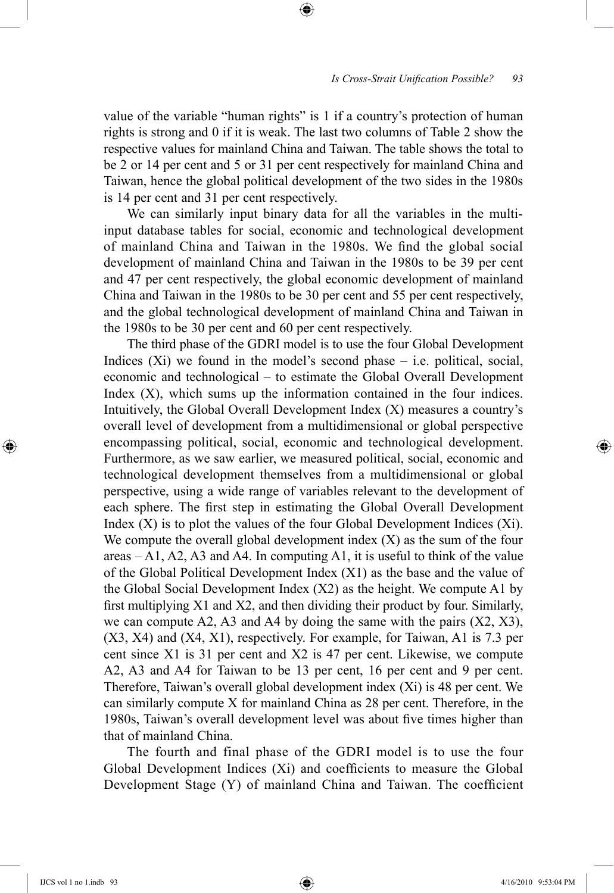value of the variable "human rights" is 1 if a country's protection of human rights is strong and 0 if it is weak. The last two columns of Table 2 show the respective values for mainland China and Taiwan. The table shows the total to be 2 or 14 per cent and 5 or 31 per cent respectively for mainland China and Taiwan, hence the global political development of the two sides in the 1980s is 14 per cent and 31 per cent respectively.

We can similarly input binary data for all the variables in the multi-input database tables for social, economic and technological development of mainland China and Taiwan in the 1980s. We find the global social development of mainland China and Taiwan in the 1980s to be 39 per cent and 47 per cent respectively, the global economic development of mainland China and Taiwan in the 1980s to be 30 per cent and 55 per cent respectively, and the global technological development of mainland China and Taiwan in the 1980s to be 30 per cent and 60 per cent respectively.

The third phase of the GDRI model is to use the four Global Development Indices (Xi) we found in the model's second phase – i.e. political, social, economic and technological – to estimate the Global Overall Development Index (X), which sums up the information contained in the four indices. Intuitively, the Global Overall Development Index (X) measures a country's overall level of development from a multidimensional or global perspective encompassing political, social, economic and technological development. Furthermore, as we saw earlier, we measured political, social, economic and technological development themselves from a multidimensional or global perspective, using a wide range of variables relevant to the development of each sphere. The first step in estimating the Global Overall Development Index (X) is to plot the values of the four Global Development Indices (Xi). We compute the overall global development index (X) as the sum of the four areas – A1, A2, A3 and A4. In computing A1, it is useful to think of the value of the Global Political Development Index (X1) as the base and the value of the Global Social Development Index (X2) as the height. We compute A1 by first multiplying X1 and X2, and then dividing their product by four. Similarly, we can compute A2, A3 and A4 by doing the same with the pairs (X2, X3), (X3, X4) and (X4, X1), respectively. For example, for Taiwan, A1 is 7.3 per cent since X1 is 31 per cent and X2 is 47 per cent. Likewise, we compute A2, A3 and A4 for Taiwan to be 13 per cent, 16 per cent and 9 per cent. Therefore, Taiwan's overall global development index (Xi) is 48 per cent. We can similarly compute X for mainland China as 28 per cent. Therefore, in the 1980s, Taiwan's overall development level was about five times higher than that of mainland China.

The fourth and final phase of the GDRI model is to use the four Global Development Indices (Xi) and coefficients to measure the Global Development Stage (Y) of mainland China and Taiwan. The coefficient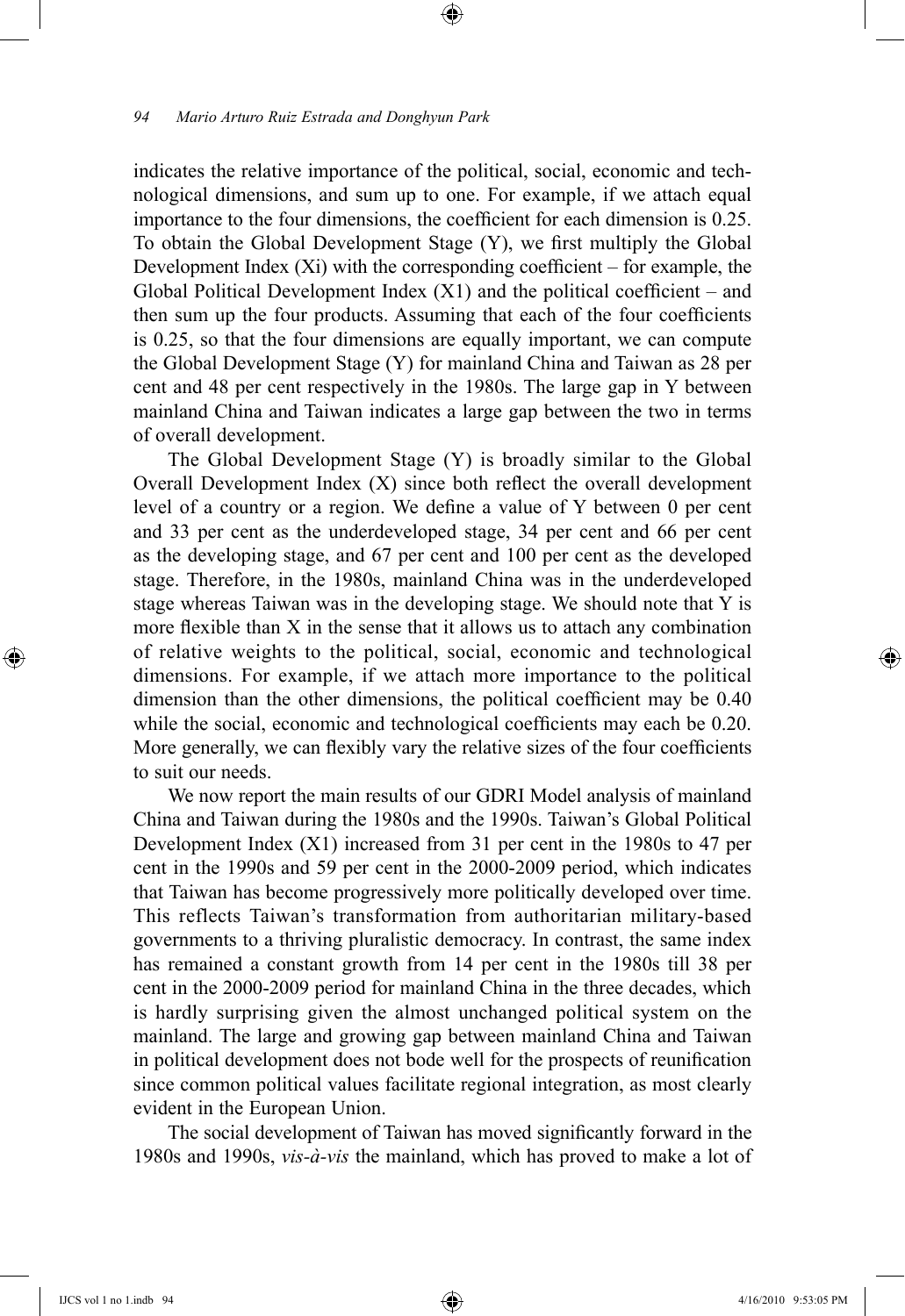indicates the relative importance of the political, social, economic and technological dimensions, and sum up to one. For example, if we attach equal importance to the four dimensions, the coefficient for each dimension is 0.25. To obtain the Global Development Stage (Y), we first multiply the Global Development Index (Xi) with the corresponding coefficient – for example, the Global Political Development Index (X1) and the political coefficient – and then sum up the four products. Assuming that each of the four coefficients is 0.25, so that the four dimensions are equally important, we can compute the Global Development Stage (Y) for mainland China and Taiwan as 28 per cent and 48 per cent respectively in the 1980s. The large gap in Y between mainland China and Taiwan indicates a large gap between the two in terms of overall development.

The Global Development Stage (Y) is broadly similar to the Global Overall Development Index (X) since both reflect the overall development level of a country or a region. We define a value of Y between 0 per cent and 33 per cent as the underdeveloped stage, 34 per cent and 66 per cent as the developing stage, and 67 per cent and 100 per cent as the developed stage. Therefore, in the 1980s, mainland China was in the underdeveloped stage whereas Taiwan was in the developing stage. We should note that Y is more flexible than X in the sense that it allows us to attach any combination of relative weights to the political, social, economic and technological dimensions. For example, if we attach more importance to the political dimension than the other dimensions, the political coefficient may be 0.40 while the social, economic and technological coefficients may each be 0.20. More generally, we can flexibly vary the relative sizes of the four coefficients to suit our needs.

We now report the main results of our GDRI Model analysis of mainland China and Taiwan during the 1980s and the 1990s. Taiwan's Global Political Development Index (X1) increased from 31 per cent in the 1980s to 47 per cent in the 1990s and 59 per cent in the 2000-2009 period, which indicates that Taiwan has become progressively more politically developed over time. This reflects Taiwan's transformation from authoritarian military-based governments to a thriving pluralistic democracy. In contrast, the same index has remained a constant growth from 14 per cent in the 1980s till 38 per cent in the 2000-2009 period for mainland China in the three decades, which is hardly surprising given the almost unchanged political system on the mainland. The large and growing gap between mainland China and Taiwan in political development does not bode well for the prospects of reunification since common political values facilitate regional integration, as most clearly evident in the European Union.

The social development of Taiwan has moved significantly forward in the 1980s and 1990s, *vis-à-vis* the mainland, which has proved to make a lot of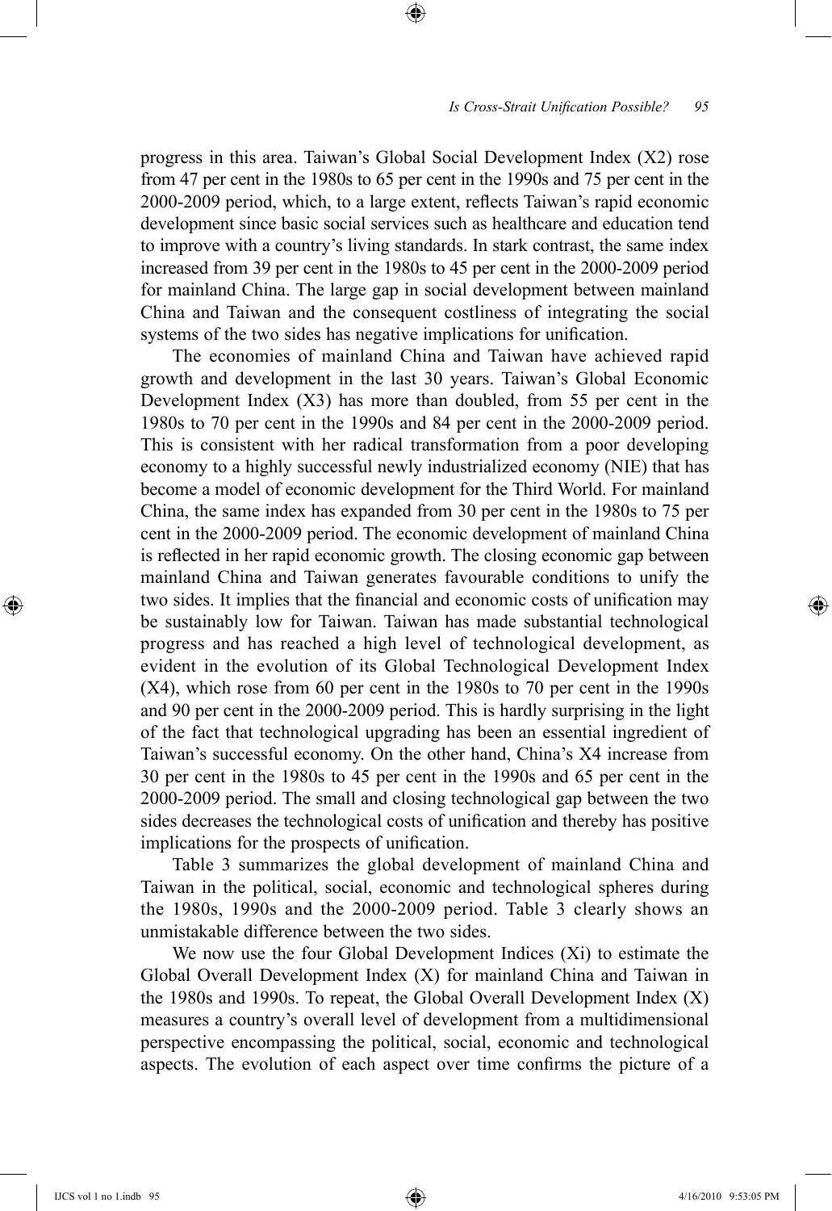progress in this area. Taiwan's Global Social Development Index (X2) rose from 47 per cent in the 1980s to 65 per cent in the 1990s and 75 per cent in the 2000-2009 period, which, to a large extent, reflects Taiwan's rapid economic development since basic social services such as healthcare and education tend to improve with a country's living standards. In stark contrast, the same index increased from 39 per cent in the 1980s to 45 per cent in the 2000-2009 period for mainland China. The large gap in social development between mainland China and Taiwan and the consequent costliness of integrating the social systems of the two sides has negative implications for unification.

The economies of mainland China and Taiwan have achieved rapid growth and development in the last 30 years. Taiwan's Global Economic Development Index (X3) has more than doubled, from 55 per cent in the 1980s to 70 per cent in the 1990s and 84 per cent in the 2000-2009 period. This is consistent with her radical transformation from a poor developing economy to a highly successful newly industrialized economy (NIE) that has become a model of economic development for the Third World. For mainland China, the same index has expanded from 30 per cent in the 1980s to 75 per cent in the 2000-2009 period. The economic development of mainland China is reflected in her rapid economic growth. The closing economic gap between mainland China and Taiwan generates favourable conditions to unify the two sides. It implies that the financial and economic costs of unification may be sustainably low for Taiwan. Taiwan has made substantial technological progress and has reached a high level of technological development, as evident in the evolution of its Global Technological Development Index (X4), which rose from 60 per cent in the 1980s to 70 per cent in the 1990s and 90 per cent in the 2000-2009 period. This is hardly surprising in the light of the fact that technological upgrading has been an essential ingredient of Taiwan's successful economy. On the other hand, China's X4 increase from 30 per cent in the 1980s to 45 per cent in the 1990s and 65 per cent in the 2000-2009 period. The small and closing technological gap between the two sides decreases the technological costs of unification and thereby has positive implications for the prospects of unification.

Table 3 summarizes the global development of mainland China and Taiwan in the political, social, economic and technological spheres during the 1980s, 1990s and the 2000-2009 period. Table 3 clearly shows an unmistakable difference between the two sides.

We now use the four Global Development Indices (Xi) to estimate the Global Overall Development Index (X) for mainland China and Taiwan in the 1980s and 1990s. To repeat, the Global Overall Development Index (X) measures a country's overall level of development from a multidimensional perspective encompassing the political, social, economic and technological aspects. The evolution of each aspect over time confirms the picture of a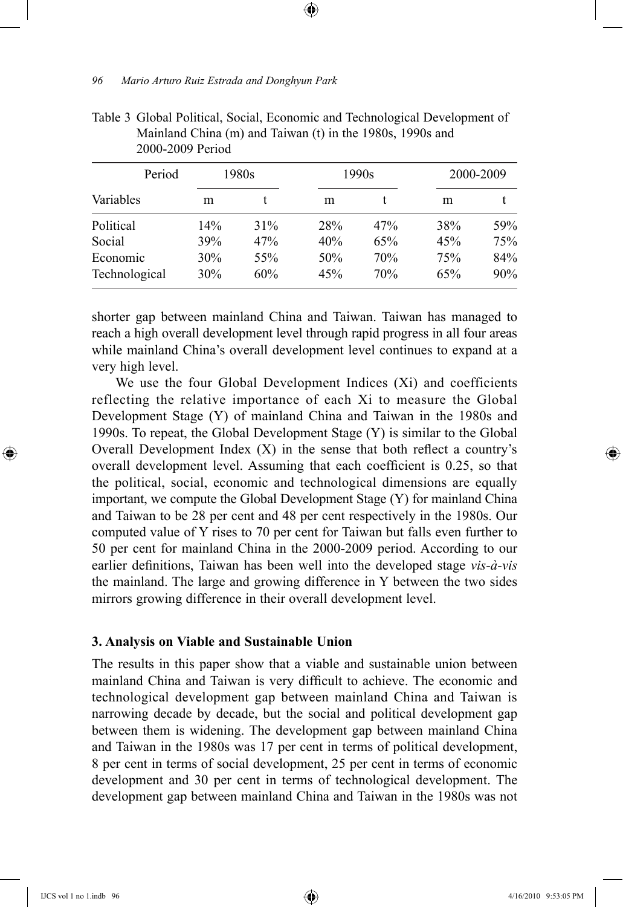Table 3 Global Political, Social, Economic and Technological Development of Mainland China (m) and Taiwan (t) in the 1980s, 1990s and 2000-2009 Period

| Period | 1980s | | 1990s | | 2000-2009 | |
|---|---|---|---|---|---|---|
| Variables | m | t | m | t | m | t |
| Political | 14% | 31% | 28% | 47% | 38% | 59% |
| Social | 39% | 47% | 40% | 65% | 45% | 75% |
| Economic | 30% | 55% | 50% | 70% | 75% | 84% |
| Technological | 30% | 60% | 45% | 70% | 65% | 90% |

shorter gap between mainland China and Taiwan. Taiwan has managed to reach a high overall development level through rapid progress in all four areas while mainland China's overall development level continues to expand at a very high level.

We use the four Global Development Indices (Xi) and coefficients reflecting the relative importance of each Xi to measure the Global Development Stage (Y) of mainland China and Taiwan in the 1980s and 1990s. To repeat, the Global Development Stage (Y) is similar to the Global Overall Development Index (X) in the sense that both reflect a country's overall development level. Assuming that each coefficient is 0.25, so that the political, social, economic and technological dimensions are equally important, we compute the Global Development Stage (Y) for mainland China and Taiwan to be 28 per cent and 48 per cent respectively in the 1980s. Our computed value of Y rises to 70 per cent for Taiwan but falls even further to 50 per cent for mainland China in the 2000-2009 period. According to our earlier definitions, Taiwan has been well into the developed stage *vis-à-vis* the mainland. The large and growing difference in Y between the two sides mirrors growing difference in their overall development level.

### 3. Analysis on Viable and Sustainable Union

The results in this paper show that a viable and sustainable union between mainland China and Taiwan is very difficult to achieve. The economic and technological development gap between mainland China and Taiwan is narrowing decade by decade, but the social and political development gap between them is widening. The development gap between mainland China and Taiwan in the 1980s was 17 per cent in terms of political development, 8 per cent in terms of social development, 25 per cent in terms of economic development and 30 per cent in terms of technological development. The development gap between mainland China and Taiwan in the 1980s was not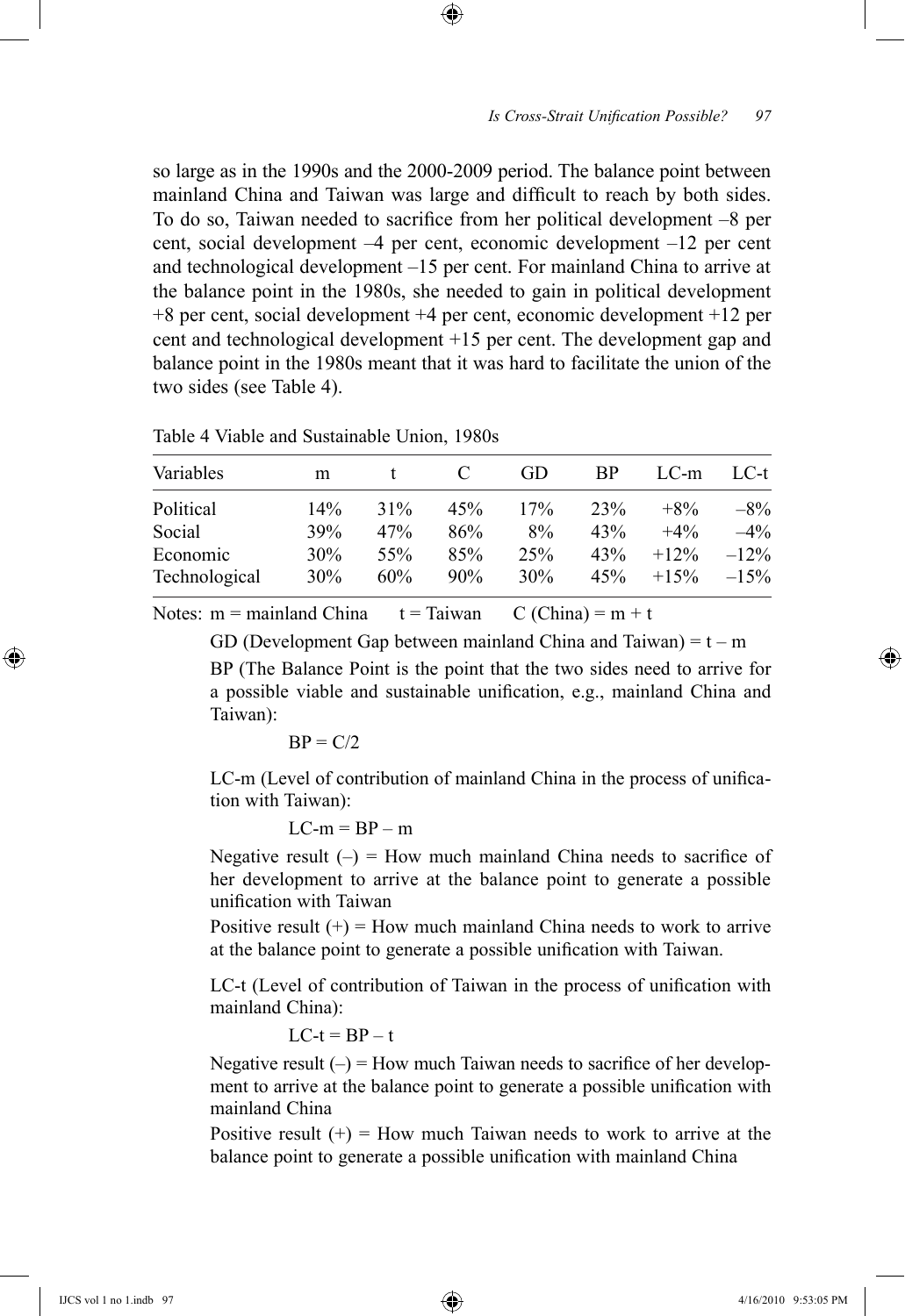so large as in the 1990s and the 2000-2009 period. The balance point between mainland China and Taiwan was large and difficult to reach by both sides. To do so, Taiwan needed to sacrifice from her political development –8 per cent, social development –4 per cent, economic development –12 per cent and technological development –15 per cent. For mainland China to arrive at the balance point in the 1980s, she needed to gain in political development +8 per cent, social development +4 per cent, economic development +12 per cent and technological development +15 per cent. The development gap and balance point in the 1980s meant that it was hard to facilitate the union of the two sides (see Table 4).

Table 4 Viable and Sustainable Union, 1980s

| Variables | m | t | C | GD | BP | LC-m | LC-t |
|---|---|---|---|---|---|---|---|
| Political | 14% | 31% | 45% | 17% | 23% | +8% | –8% |
| Social | 39% | 47% | 86% | 8% | 43% | +4% | –4% |
| Economic | 30% | 55% | 85% | 25% | 43% | +12% | –12% |
| Technological | 30% | 60% | 90% | 30% | 45% | +15% | –15% |

Notes: m = mainland China  t = Taiwan  C (China) = m + t

GD (Development Gap between mainland China and Taiwan) = t – m

BP (The Balance Point is the point that the two sides need to arrive for a possible viable and sustainable unification, e.g., mainland China and Taiwan):

$$BP = C/2$$

LC-m (Level of contribution of mainland China in the process of unification with Taiwan):

$$LC\text{-}m = BP - m$$

Negative result (–) = How much mainland China needs to sacrifice of her development to arrive at the balance point to generate a possible unification with Taiwan

Positive result (+) = How much mainland China needs to work to arrive at the balance point to generate a possible unification with Taiwan.

LC-t (Level of contribution of Taiwan in the process of unification with mainland China):

$$LC\text{-}t = BP - t$$

Negative result (–) = How much Taiwan needs to sacrifice of her development to arrive at the balance point to generate a possible unification with mainland China

Positive result (+) = How much Taiwan needs to work to arrive at the balance point to generate a possible unification with mainland China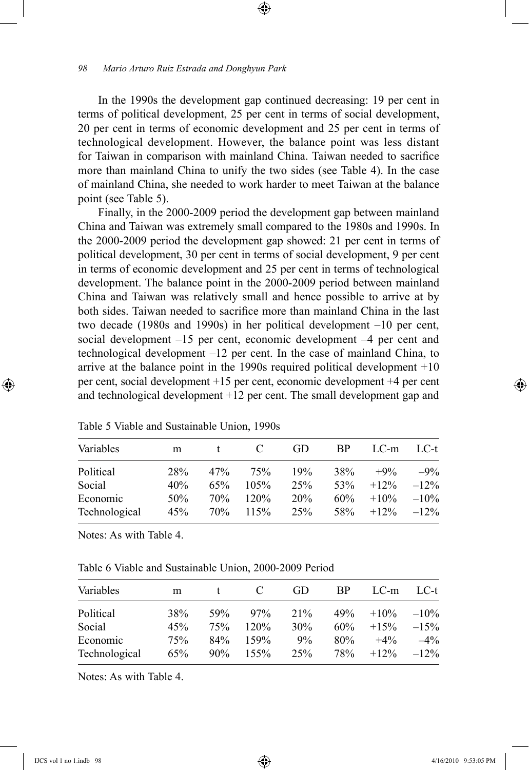In the 1990s the development gap continued decreasing: 19 per cent in terms of political development, 25 per cent in terms of social development, 20 per cent in terms of economic development and 25 per cent in terms of technological development. However, the balance point was less distant for Taiwan in comparison with mainland China. Taiwan needed to sacrifice more than mainland China to unify the two sides (see Table 4). In the case of mainland China, she needed to work harder to meet Taiwan at the balance point (see Table 5).

Finally, in the 2000-2009 period the development gap between mainland China and Taiwan was extremely small compared to the 1980s and 1990s. In the 2000-2009 period the development gap showed: 21 per cent in terms of political development, 30 per cent in terms of social development, 9 per cent in terms of economic development and 25 per cent in terms of technological development. The balance point in the 2000-2009 period between mainland China and Taiwan was relatively small and hence possible to arrive at by both sides. Taiwan needed to sacrifice more than mainland China in the last two decade (1980s and 1990s) in her political development –10 per cent, social development –15 per cent, economic development –4 per cent and technological development –12 per cent. In the case of mainland China, to arrive at the balance point in the 1990s required political development +10 per cent, social development +15 per cent, economic development +4 per cent and technological development +12 per cent. The small development gap and

Table 5 Viable and Sustainable Union, 1990s

| Variables | m | t | C | GD | BP | LC-m | LC-t |
|---|---|---|---|---|---|---|---|
| Political | 28% | 47% | 75% | 19% | 38% | +9% | –9% |
| Social | 40% | 65% | 105% | 25% | 53% | +12% | –12% |
| Economic | 50% | 70% | 120% | 20% | 60% | +10% | –10% |
| Technological | 45% | 70% | 115% | 25% | 58% | +12% | –12% |

Notes: As with Table 4.

Table 6 Viable and Sustainable Union, 2000-2009 Period

| Variables | m | t | C | GD | BP | LC-m | LC-t |
|---|---|---|---|---|---|---|---|
| Political | 38% | 59% | 97% | 21% | 49% | +10% | –10% |
| Social | 45% | 75% | 120% | 30% | 60% | +15% | –15% |
| Economic | 75% | 84% | 159% | 9% | 80% | +4% | –4% |
| Technological | 65% | 90% | 155% | 25% | 78% | +12% | –12% |

Notes: As with Table 4.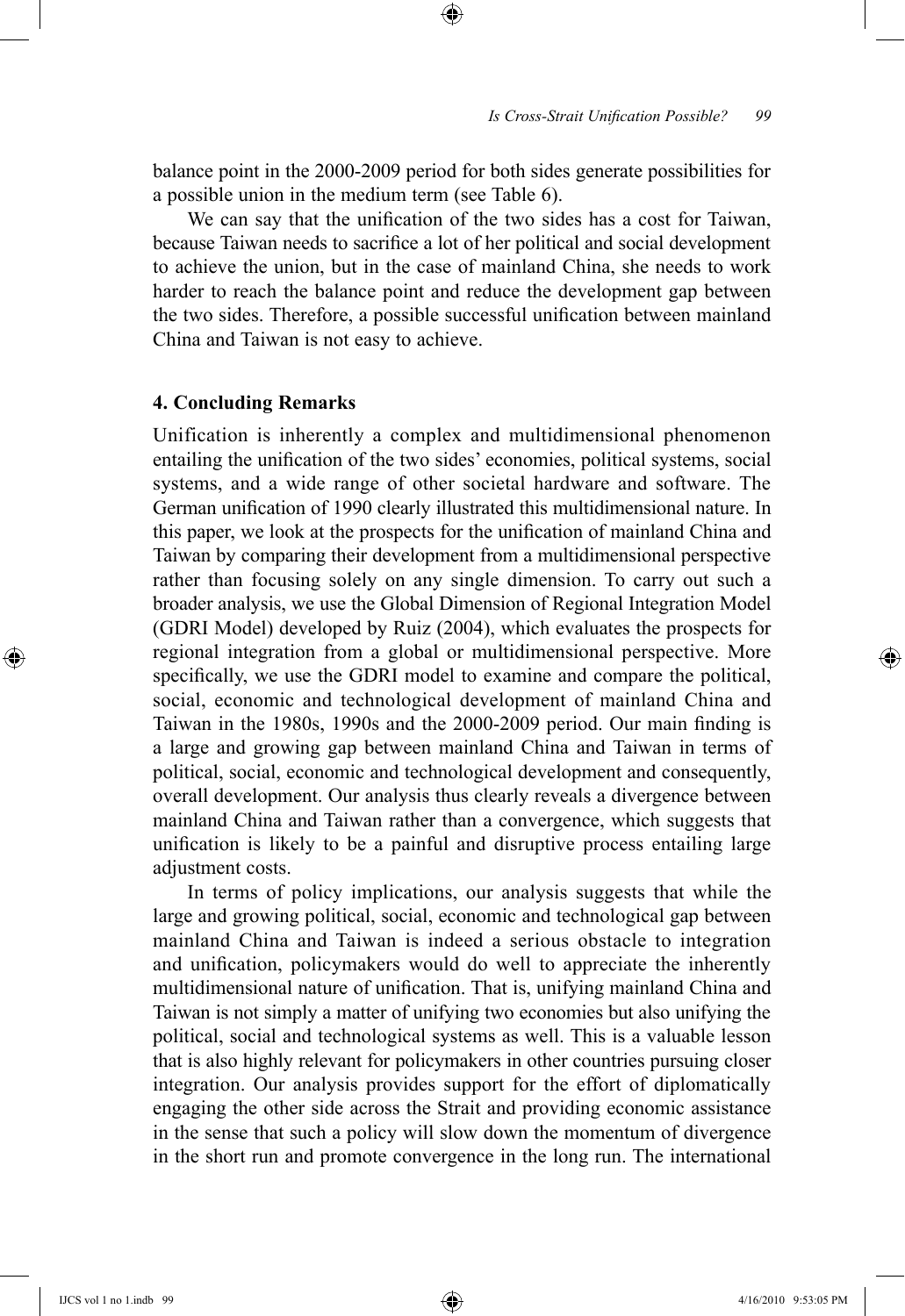balance point in the 2000-2009 period for both sides generate possibilities for a possible union in the medium term (see Table 6).

We can say that the unification of the two sides has a cost for Taiwan, because Taiwan needs to sacrifice a lot of her political and social development to achieve the union, but in the case of mainland China, she needs to work harder to reach the balance point and reduce the development gap between the two sides. Therefore, a possible successful unification between mainland China and Taiwan is not easy to achieve.

## 4. Concluding Remarks

Unification is inherently a complex and multidimensional phenomenon entailing the unification of the two sides' economies, political systems, social systems, and a wide range of other societal hardware and software. The German unification of 1990 clearly illustrated this multidimensional nature. In this paper, we look at the prospects for the unification of mainland China and Taiwan by comparing their development from a multidimensional perspective rather than focusing solely on any single dimension. To carry out such a broader analysis, we use the Global Dimension of Regional Integration Model (GDRI Model) developed by Ruiz (2004), which evaluates the prospects for regional integration from a global or multidimensional perspective. More specifically, we use the GDRI model to examine and compare the political, social, economic and technological development of mainland China and Taiwan in the 1980s, 1990s and the 2000-2009 period. Our main finding is a large and growing gap between mainland China and Taiwan in terms of political, social, economic and technological development and consequently, overall development. Our analysis thus clearly reveals a divergence between mainland China and Taiwan rather than a convergence, which suggests that unification is likely to be a painful and disruptive process entailing large adjustment costs.

In terms of policy implications, our analysis suggests that while the large and growing political, social, economic and technological gap between mainland China and Taiwan is indeed a serious obstacle to integration and unification, policymakers would do well to appreciate the inherently multidimensional nature of unification. That is, unifying mainland China and Taiwan is not simply a matter of unifying two economies but also unifying the political, social and technological systems as well. This is a valuable lesson that is also highly relevant for policymakers in other countries pursuing closer integration. Our analysis provides support for the effort of diplomatically engaging the other side across the Strait and providing economic assistance in the sense that such a policy will slow down the momentum of divergence in the short run and promote convergence in the long run. The international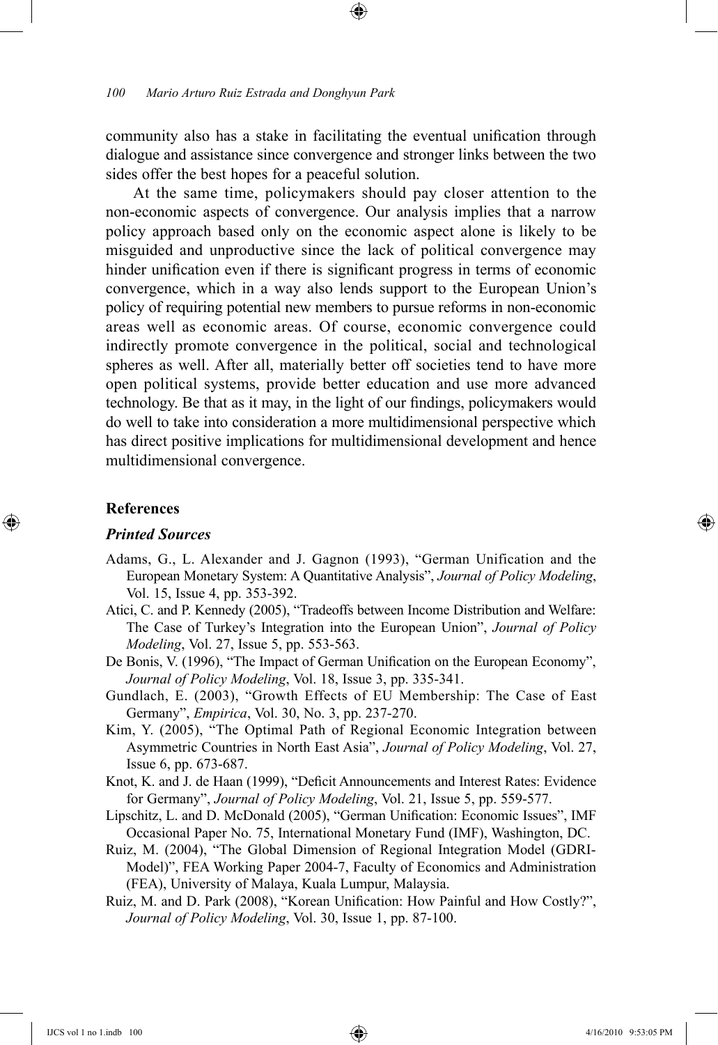community also has a stake in facilitating the eventual unification through dialogue and assistance since convergence and stronger links between the two sides offer the best hopes for a peaceful solution.

At the same time, policymakers should pay closer attention to the non-economic aspects of convergence. Our analysis implies that a narrow policy approach based only on the economic aspect alone is likely to be misguided and unproductive since the lack of political convergence may hinder unification even if there is significant progress in terms of economic convergence, which in a way also lends support to the European Union's policy of requiring potential new members to pursue reforms in non-economic areas well as economic areas. Of course, economic convergence could indirectly promote convergence in the political, social and technological spheres as well. After all, materially better off societies tend to have more open political systems, provide better education and use more advanced technology. Be that as it may, in the light of our findings, policymakers would do well to take into consideration a more multidimensional perspective which has direct positive implications for multidimensional development and hence multidimensional convergence.

## References

### *Printed Sources*

Adams, G., L. Alexander and J. Gagnon (1993), "German Unification and the European Monetary System: A Quantitative Analysis", *Journal of Policy Modeling*, Vol. 15, Issue 4, pp. 353-392.

Atici, C. and P. Kennedy (2005), "Tradeoffs between Income Distribution and Welfare: The Case of Turkey's Integration into the European Union", *Journal of Policy Modeling*, Vol. 27, Issue 5, pp. 553-563.

De Bonis, V. (1996), "The Impact of German Unification on the European Economy", *Journal of Policy Modeling*, Vol. 18, Issue 3, pp. 335-341.

Gundlach, E. (2003), "Growth Effects of EU Membership: The Case of East Germany", *Empirica*, Vol. 30, No. 3, pp. 237-270.

Kim, Y. (2005), "The Optimal Path of Regional Economic Integration between Asymmetric Countries in North East Asia", *Journal of Policy Modeling*, Vol. 27, Issue 6, pp. 673-687.

Knot, K. and J. de Haan (1999), "Deficit Announcements and Interest Rates: Evidence for Germany", *Journal of Policy Modeling*, Vol. 21, Issue 5, pp. 559-577.

Lipschitz, L. and D. McDonald (2005), "German Unification: Economic Issues", IMF Occasional Paper No. 75, International Monetary Fund (IMF), Washington, DC.

Ruiz, M. (2004), "The Global Dimension of Regional Integration Model (GDRI-Model)", FEA Working Paper 2004-7, Faculty of Economics and Administration (FEA), University of Malaya, Kuala Lumpur, Malaysia.

Ruiz, M. and D. Park (2008), "Korean Unification: How Painful and How Costly?", *Journal of Policy Modeling*, Vol. 30, Issue 1, pp. 87-100.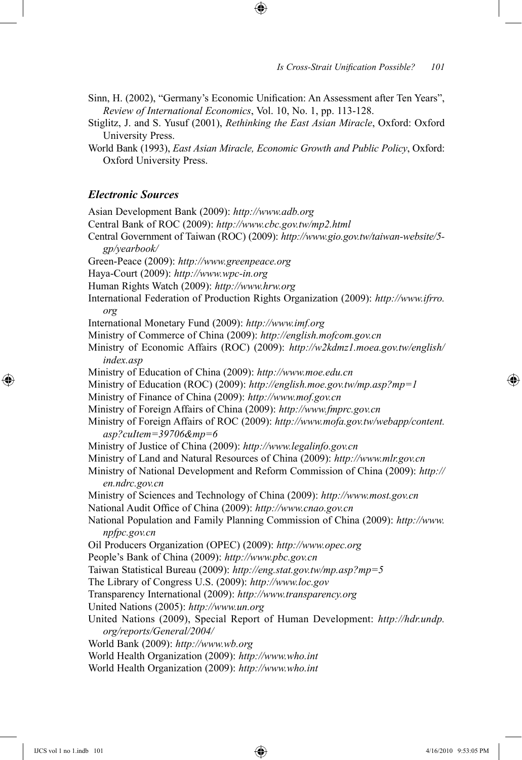Sinn, H. (2002), "Germany's Economic Unification: An Assessment after Ten Years", *Review of International Economics*, Vol. 10, No. 1, pp. 113-128.

Stiglitz, J. and S. Yusuf (2001), *Rethinking the East Asian Miracle*, Oxford: Oxford University Press.

World Bank (1993), *East Asian Miracle, Economic Growth and Public Policy*, Oxford: Oxford University Press.

### *Electronic Sources*

Asian Development Bank (2009): *http://www.adb.org*

Central Bank of ROC (2009): *http://www.cbc.gov.tw/mp2.html*

Central Government of Taiwan (ROC) (2009): *http://www.gio.gov.tw/taiwan-website/5-gp/yearbook/*

Green-Peace (2009): *http://www.greenpeace.org*

Haya-Court (2009): *http://www.wpc-in.org*

Human Rights Watch (2009): *http://www.hrw.org*

International Federation of Production Rights Organization (2009): *http://www.ifrro.org*

International Monetary Fund (2009): *http://www.imf.org*

Ministry of Commerce of China (2009): *http://english.mofcom.gov.cn*

Ministry of Economic Affairs (ROC) (2009): *http://w2kdmz1.moea.gov.tw/english/index.asp*

Ministry of Education of China (2009): *http://www.moe.edu.cn*

Ministry of Education (ROC) (2009): *http://english.moe.gov.tw/mp.asp?mp=1*

Ministry of Finance of China (2009): *http://www.mof.gov.cn*

Ministry of Foreign Affairs of China (2009): *http://www.fmprc.gov.cn*

Ministry of Foreign Affairs of ROC (2009): *http://www.mofa.gov.tw/webapp/content.asp?cuItem=39706&mp=6*

Ministry of Justice of China (2009): *http://www.legalinfo.gov.cn*

Ministry of Land and Natural Resources of China (2009): *http://www.mlr.gov.cn*

Ministry of National Development and Reform Commission of China (2009): *http://en.ndrc.gov.cn*

Ministry of Sciences and Technology of China (2009): *http://www.most.gov.cn*

National Audit Office of China (2009): *http://www.cnao.gov.cn*

National Population and Family Planning Commission of China (2009): *http://www.npfpc.gov.cn*

Oil Producers Organization (OPEC) (2009): *http://www.opec.org*

People's Bank of China (2009): *http://www.pbc.gov.cn*

Taiwan Statistical Bureau (2009): *http://eng.stat.gov.tw/mp.asp?mp=5*

The Library of Congress U.S. (2009): *http://www.loc.gov*

Transparency International (2009): *http://www.transparency.org*

United Nations (2005): *http://www.un.org*

United Nations (2009), Special Report of Human Development: *http://hdr.undp.org/reports/General/2004/*

World Bank (2009): *http://www.wb.org*

World Health Organization (2009): *http://www.who.int*

World Health Organization (2009): *http://www.who.int*